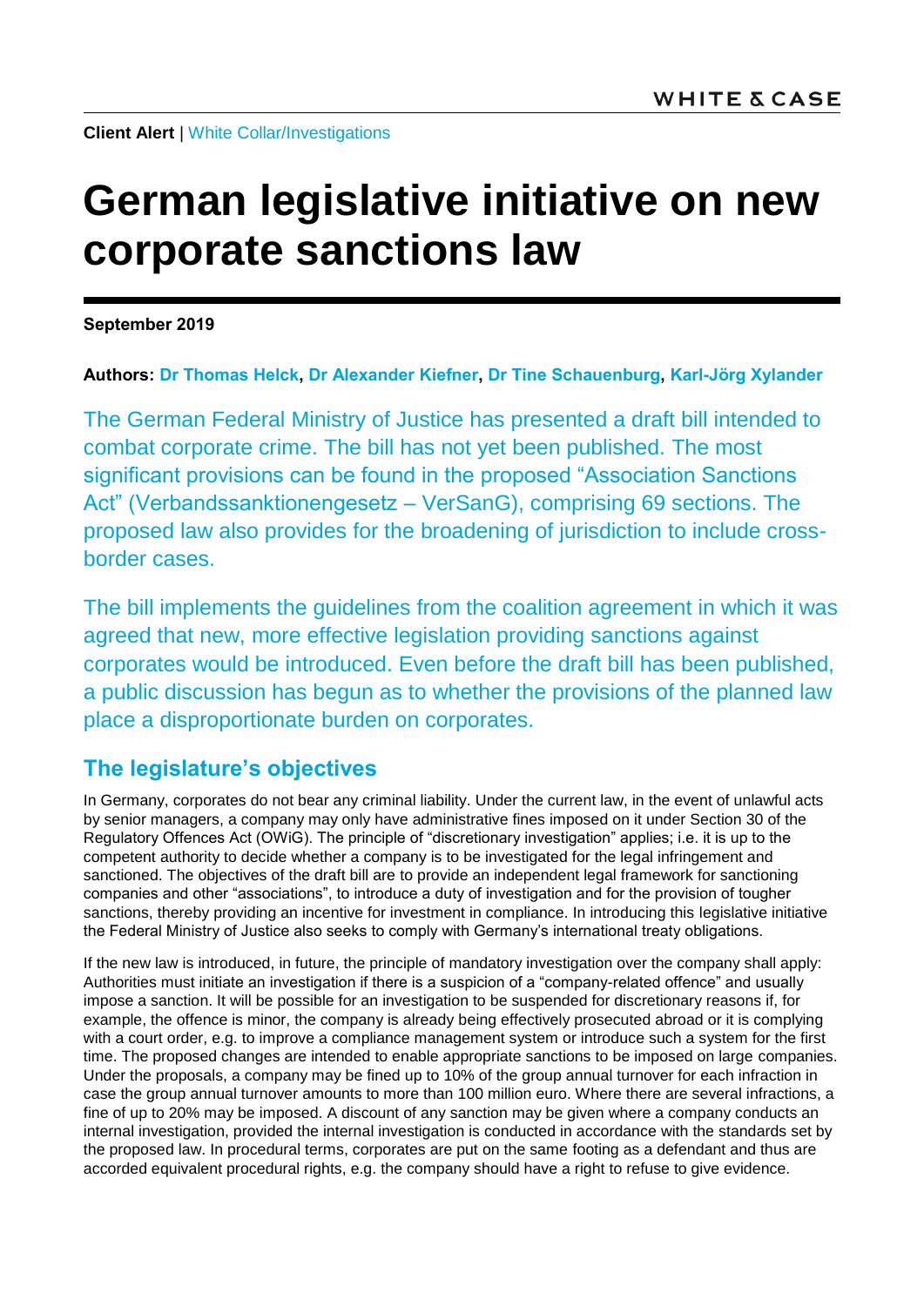**Client Alert** | White Collar/Investigations

# German legislative initiative on new corporate sanctions law

**September 2019**

**Authors: Dr Thomas Helck, Dr Alexander Kiefner, Dr Tine Schauenburg, Karl-Jörg Xylander**

The German Federal Ministry of Justice has presented a draft bill intended to combat corporate crime. The bill has not yet been published. The most significant provisions can be found in the proposed "Association Sanctions Act" (Verbandssanktionengesetz – VerSanG), comprising 69 sections. The proposed law also provides for the broadening of jurisdiction to include cross-border cases.

The bill implements the guidelines from the coalition agreement in which it was agreed that new, more effective legislation providing sanctions against corporates would be introduced. Even before the draft bill has been published, a public discussion has begun as to whether the provisions of the planned law place a disproportionate burden on corporates.

## The legislature's objectives

In Germany, corporates do not bear any criminal liability. Under the current law, in the event of unlawful acts by senior managers, a company may only have administrative fines imposed on it under Section 30 of the Regulatory Offences Act (OWiG). The principle of "discretionary investigation" applies; i.e. it is up to the competent authority to decide whether a company is to be investigated for the legal infringement and sanctioned. The objectives of the draft bill are to provide an independent legal framework for sanctioning companies and other "associations", to introduce a duty of investigation and for the provision of tougher sanctions, thereby providing an incentive for investment in compliance. In introducing this legislative initiative the Federal Ministry of Justice also seeks to comply with Germany's international treaty obligations.

If the new law is introduced, in future, the principle of mandatory investigation over the company shall apply: Authorities must initiate an investigation if there is a suspicion of a "company-related offence" and usually impose a sanction. It will be possible for an investigation to be suspended for discretionary reasons if, for example, the offence is minor, the company is already being effectively prosecuted abroad or it is complying with a court order, e.g. to improve a compliance management system or introduce such a system for the first time. The proposed changes are intended to enable appropriate sanctions to be imposed on large companies. Under the proposals, a company may be fined up to 10% of the group annual turnover for each infraction in case the group annual turnover amounts to more than 100 million euro. Where there are several infractions, a fine of up to 20% may be imposed. A discount of any sanction may be given where a company conducts an internal investigation, provided the internal investigation is conducted in accordance with the standards set by the proposed law. In procedural terms, corporates are put on the same footing as a defendant and thus are accorded equivalent procedural rights, e.g. the company should have a right to refuse to give evidence.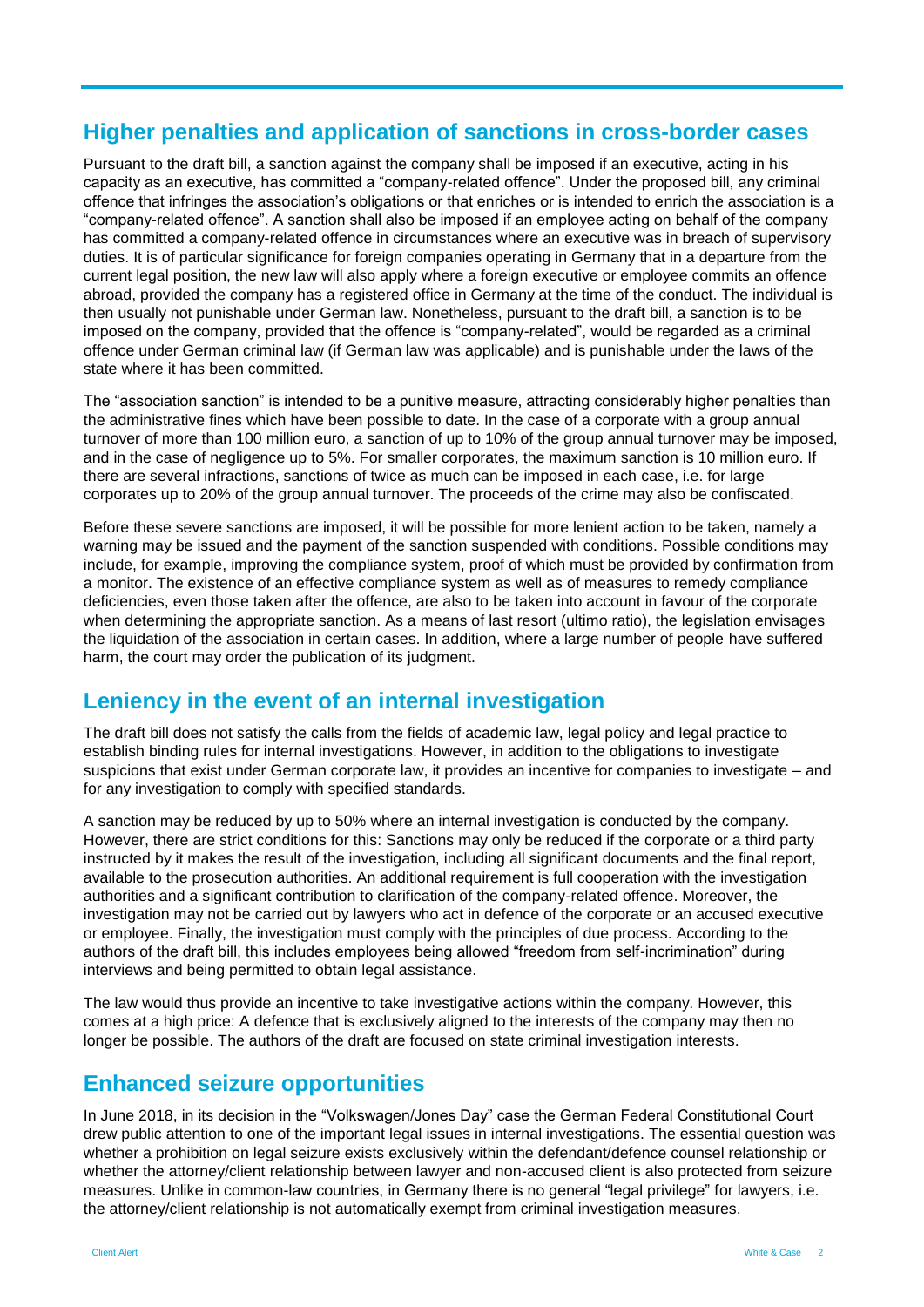## Higher penalties and application of sanctions in cross-border cases

Pursuant to the draft bill, a sanction against the company shall be imposed if an executive, acting in his capacity as an executive, has committed a "company-related offence". Under the proposed bill, any criminal offence that infringes the association's obligations or that enriches or is intended to enrich the association is a "company-related offence". A sanction shall also be imposed if an employee acting on behalf of the company has committed a company-related offence in circumstances where an executive was in breach of supervisory duties. It is of particular significance for foreign companies operating in Germany that in a departure from the current legal position, the new law will also apply where a foreign executive or employee commits an offence abroad, provided the company has a registered office in Germany at the time of the conduct. The individual is then usually not punishable under German law. Nonetheless, pursuant to the draft bill, a sanction is to be imposed on the company, provided that the offence is "company-related", would be regarded as a criminal offence under German criminal law (if German law was applicable) and is punishable under the laws of the state where it has been committed.

The "association sanction" is intended to be a punitive measure, attracting considerably higher penalties than the administrative fines which have been possible to date. In the case of a corporate with a group annual turnover of more than 100 million euro, a sanction of up to 10% of the group annual turnover may be imposed, and in the case of negligence up to 5%. For smaller corporates, the maximum sanction is 10 million euro. If there are several infractions, sanctions of twice as much can be imposed in each case, i.e. for large corporates up to 20% of the group annual turnover. The proceeds of the crime may also be confiscated.

Before these severe sanctions are imposed, it will be possible for more lenient action to be taken, namely a warning may be issued and the payment of the sanction suspended with conditions. Possible conditions may include, for example, improving the compliance system, proof of which must be provided by confirmation from a monitor. The existence of an effective compliance system as well as of measures to remedy compliance deficiencies, even those taken after the offence, are also to be taken into account in favour of the corporate when determining the appropriate sanction. As a means of last resort (ultimo ratio), the legislation envisages the liquidation of the association in certain cases. In addition, where a large number of people have suffered harm, the court may order the publication of its judgment.

## Leniency in the event of an internal investigation

The draft bill does not satisfy the calls from the fields of academic law, legal policy and legal practice to establish binding rules for internal investigations. However, in addition to the obligations to investigate suspicions that exist under German corporate law, it provides an incentive for companies to investigate – and for any investigation to comply with specified standards.

A sanction may be reduced by up to 50% where an internal investigation is conducted by the company. However, there are strict conditions for this: Sanctions may only be reduced if the corporate or a third party instructed by it makes the result of the investigation, including all significant documents and the final report, available to the prosecution authorities. An additional requirement is full cooperation with the investigation authorities and a significant contribution to clarification of the company-related offence. Moreover, the investigation may not be carried out by lawyers who act in defence of the corporate or an accused executive or employee. Finally, the investigation must comply with the principles of due process. According to the authors of the draft bill, this includes employees being allowed "freedom from self-incrimination" during interviews and being permitted to obtain legal assistance.

The law would thus provide an incentive to take investigative actions within the company. However, this comes at a high price: A defence that is exclusively aligned to the interests of the company may then no longer be possible. The authors of the draft are focused on state criminal investigation interests.

## Enhanced seizure opportunities

In June 2018, in its decision in the "Volkswagen/Jones Day" case the German Federal Constitutional Court drew public attention to one of the important legal issues in internal investigations. The essential question was whether a prohibition on legal seizure exists exclusively within the defendant/defence counsel relationship or whether the attorney/client relationship between lawyer and non-accused client is also protected from seizure measures. Unlike in common-law countries, in Germany there is no general "legal privilege" for lawyers, i.e. the attorney/client relationship is not automatically exempt from criminal investigation measures.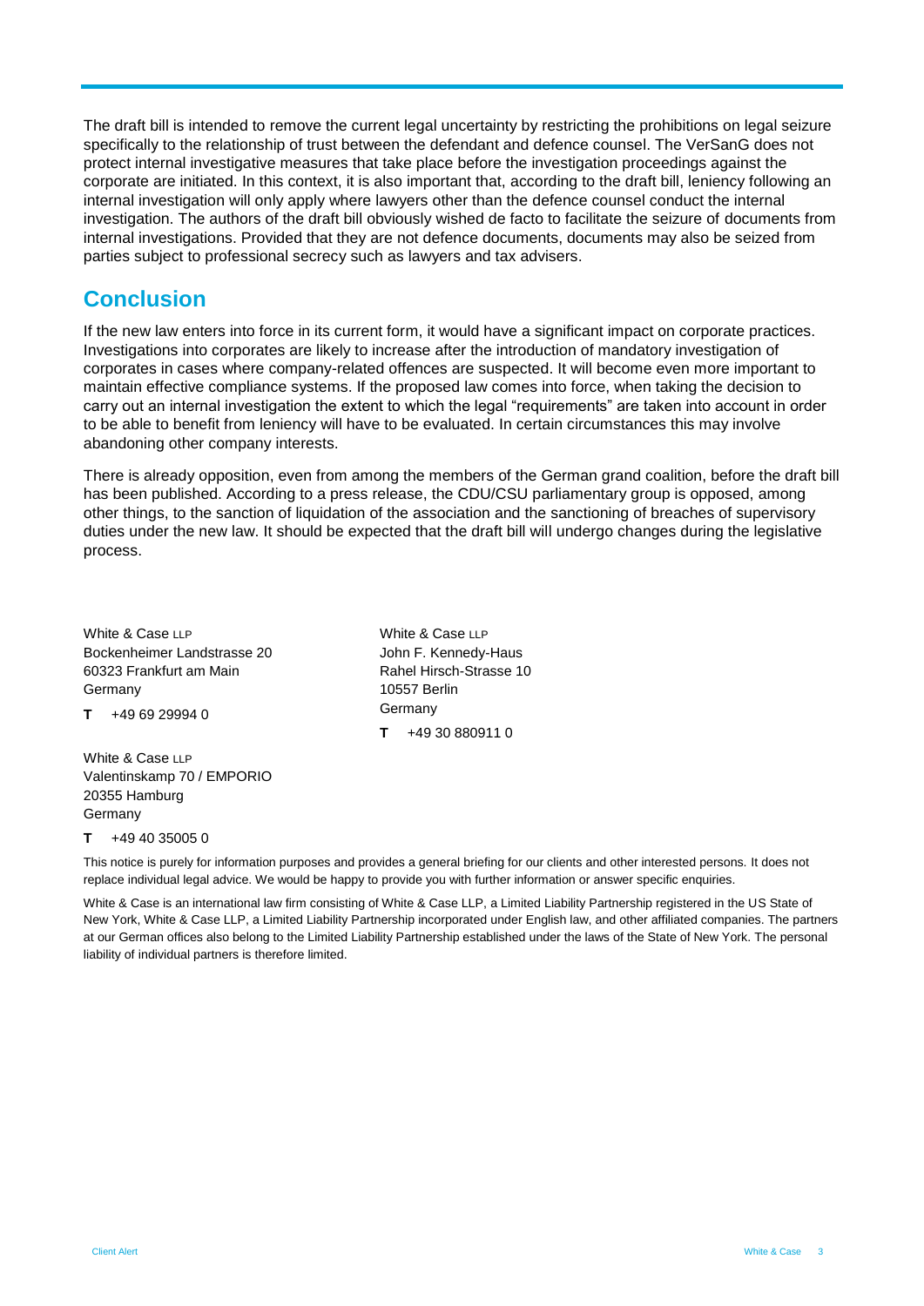The draft bill is intended to remove the current legal uncertainty by restricting the prohibitions on legal seizure specifically to the relationship of trust between the defendant and defence counsel. The VerSanG does not protect internal investigative measures that take place before the investigation proceedings against the corporate are initiated. In this context, it is also important that, according to the draft bill, leniency following an internal investigation will only apply where lawyers other than the defence counsel conduct the internal investigation. The authors of the draft bill obviously wished de facto to facilitate the seizure of documents from internal investigations. Provided that they are not defence documents, documents may also be seized from parties subject to professional secrecy such as lawyers and tax advisers.

## Conclusion

If the new law enters into force in its current form, it would have a significant impact on corporate practices. Investigations into corporates are likely to increase after the introduction of mandatory investigation of corporates in cases where company-related offences are suspected. It will become even more important to maintain effective compliance systems. If the proposed law comes into force, when taking the decision to carry out an internal investigation the extent to which the legal "requirements" are taken into account in order to be able to benefit from leniency will have to be evaluated. In certain circumstances this may involve abandoning other company interests.

There is already opposition, even from among the members of the German grand coalition, before the draft bill has been published. According to a press release, the CDU/CSU parliamentary group is opposed, among other things, to the sanction of liquidation of the association and the sanctioning of breaches of supervisory duties under the new law. It should be expected that the draft bill will undergo changes during the legislative process.

White & Case LLP
Bockenheimer Landstrasse 20
60323 Frankfurt am Main
Germany

**T** +49 69 29994 0

White & Case LLP
John F. Kennedy-Haus
Rahel Hirsch-Strasse 10
10557 Berlin
Germany

**T** +49 30 880911 0

White & Case LLP
Valentinskamp 70 / EMPORIO
20355 Hamburg
Germany

**T** +49 40 35005 0

This notice is purely for information purposes and provides a general briefing for our clients and other interested persons. It does not replace individual legal advice. We would be happy to provide you with further information or answer specific enquiries.

White & Case is an international law firm consisting of White & Case LLP, a Limited Liability Partnership registered in the US State of New York, White & Case LLP, a Limited Liability Partnership incorporated under English law, and other affiliated companies. The partners at our German offices also belong to the Limited Liability Partnership established under the laws of the State of New York. The personal liability of individual partners is therefore limited.